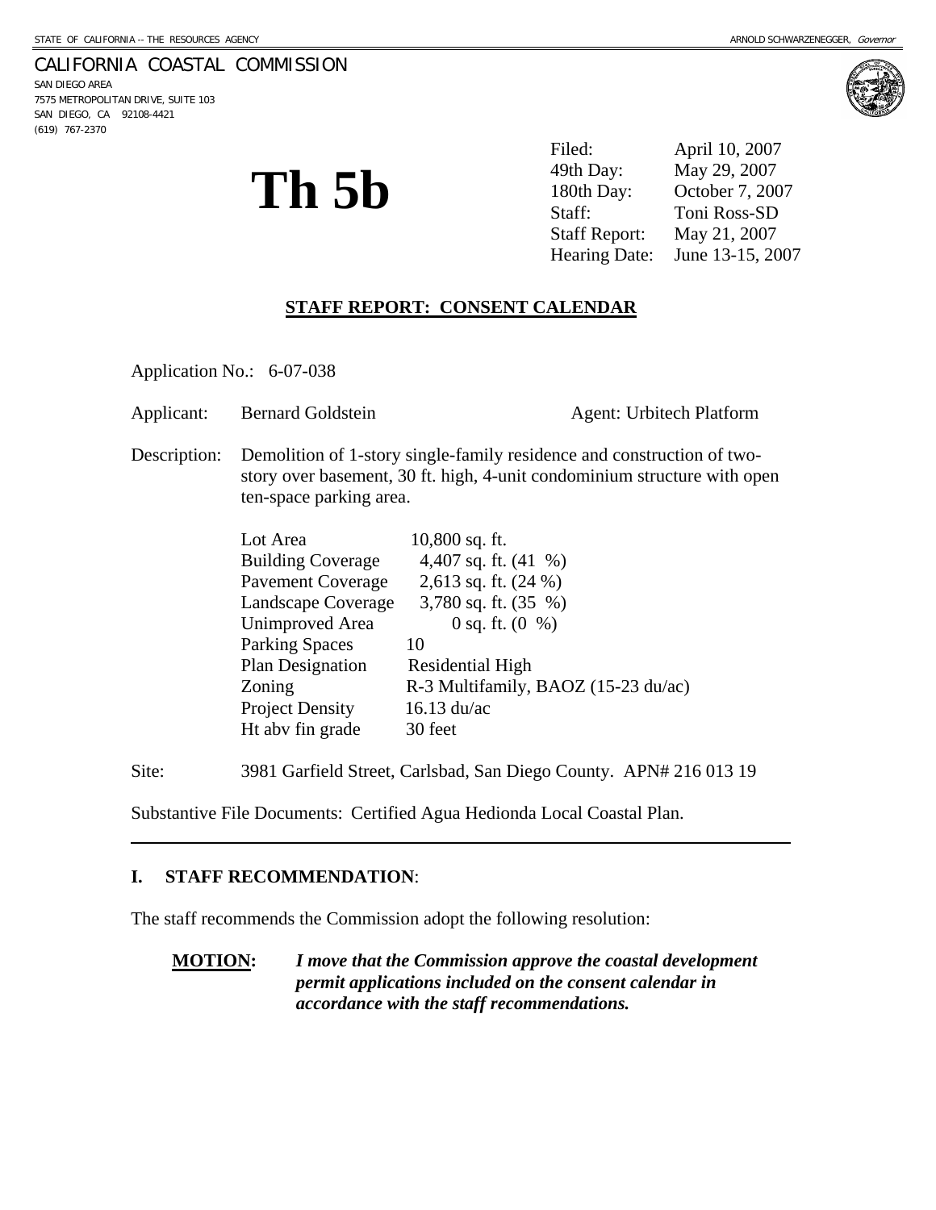STATE OF CALIFORNIA -- THE RESOURCES AGENCY ARNOLD SCHWARZENEGGER, *Governor*

CALIFORNIA COASTAL COMMISSION
SAN DIEGO AREA
7575 METROPOLITAN DRIVE, SUITE 103
SAN DIEGO, CA 92108-4421
(619) 767-2370

# Th 5b

| | |
|---|---|
| Filed: | April 10, 2007 |
| 49th Day: | May 29, 2007 |
| 180th Day: | October 7, 2007 |
| Staff: | Toni Ross-SD |
| Staff Report: | May 21, 2007 |
| Hearing Date: | June 13-15, 2007 |

## STAFF REPORT: CONSENT CALENDAR

Application No.: 6-07-038

Applicant: Bernard Goldstein Agent: Urbitech Platform

Description: Demolition of 1-story single-family residence and construction of two-story over basement, 30 ft. high, 4-unit condominium structure with open ten-space parking area.

| | |
|---|---|
| Lot Area | 10,800 sq. ft. |
| Building Coverage | 4,407 sq. ft. (41 %) |
| Pavement Coverage | 2,613 sq. ft. (24 %) |
| Landscape Coverage | 3,780 sq. ft. (35 %) |
| Unimproved Area | 0 sq. ft. (0 %) |
| Parking Spaces | 10 |
| Plan Designation | Residential High |
| Zoning | R-3 Multifamily, BAOZ (15-23 du/ac) |
| Project Density | 16.13 du/ac |
| Ht abv fin grade | 30 feet |

Site: 3981 Garfield Street, Carlsbad, San Diego County. APN# 216 013 19

Substantive File Documents: Certified Agua Hedionda Local Coastal Plan.

---

## I. STAFF RECOMMENDATION:

The staff recommends the Commission adopt the following resolution:

**MOTION:** ***I move that the Commission approve the coastal development permit applications included on the consent calendar in accordance with the staff recommendations.***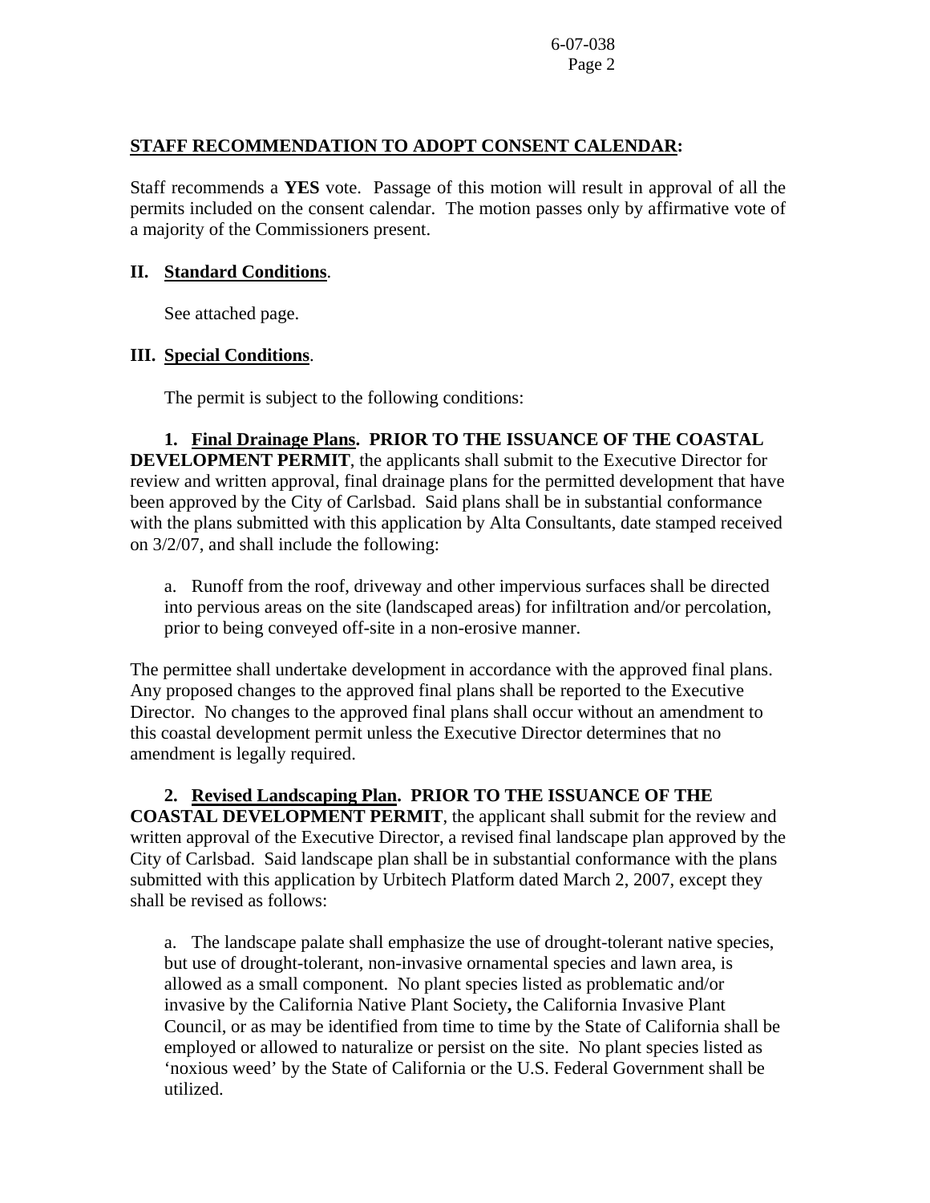**STAFF RECOMMENDATION TO ADOPT CONSENT CALENDAR:**

Staff recommends a **YES** vote. Passage of this motion will result in approval of all the permits included on the consent calendar. The motion passes only by affirmative vote of a majority of the Commissioners present.

## II. Standard Conditions.

See attached page.

## III. Special Conditions.

The permit is subject to the following conditions:

**1. Final Drainage Plans. PRIOR TO THE ISSUANCE OF THE COASTAL DEVELOPMENT PERMIT**, the applicants shall submit to the Executive Director for review and written approval, final drainage plans for the permitted development that have been approved by the City of Carlsbad. Said plans shall be in substantial conformance with the plans submitted with this application by Alta Consultants, date stamped received on 3/2/07, and shall include the following:

a. Runoff from the roof, driveway and other impervious surfaces shall be directed into pervious areas on the site (landscaped areas) for infiltration and/or percolation, prior to being conveyed off-site in a non-erosive manner.

The permittee shall undertake development in accordance with the approved final plans. Any proposed changes to the approved final plans shall be reported to the Executive Director. No changes to the approved final plans shall occur without an amendment to this coastal development permit unless the Executive Director determines that no amendment is legally required.

**2. Revised Landscaping Plan. PRIOR TO THE ISSUANCE OF THE COASTAL DEVELOPMENT PERMIT**, the applicant shall submit for the review and written approval of the Executive Director, a revised final landscape plan approved by the City of Carlsbad. Said landscape plan shall be in substantial conformance with the plans submitted with this application by Urbitech Platform dated March 2, 2007, except they shall be revised as follows:

a. The landscape palate shall emphasize the use of drought-tolerant native species, but use of drought-tolerant, non-invasive ornamental species and lawn area, is allowed as a small component. No plant species listed as problematic and/or invasive by the California Native Plant Society**,** the California Invasive Plant Council, or as may be identified from time to time by the State of California shall be employed or allowed to naturalize or persist on the site. No plant species listed as 'noxious weed' by the State of California or the U.S. Federal Government shall be utilized.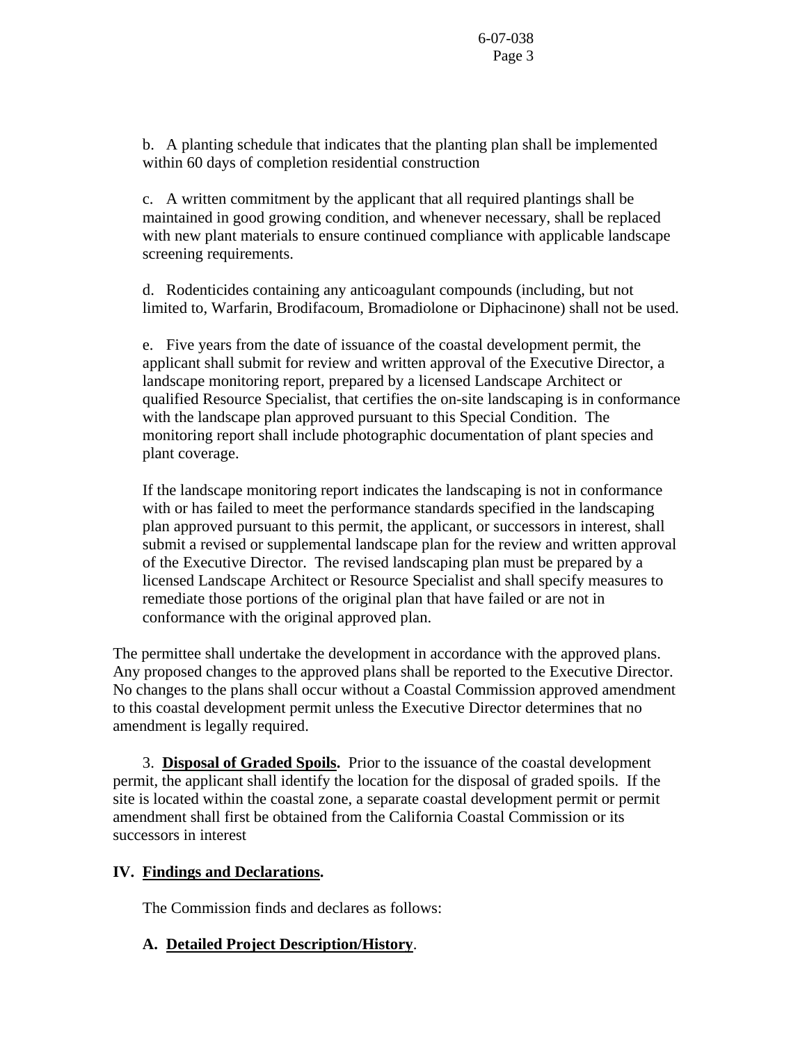b. A planting schedule that indicates that the planting plan shall be implemented within 60 days of completion residential construction

c. A written commitment by the applicant that all required plantings shall be maintained in good growing condition, and whenever necessary, shall be replaced with new plant materials to ensure continued compliance with applicable landscape screening requirements.

d. Rodenticides containing any anticoagulant compounds (including, but not limited to, Warfarin, Brodifacoum, Bromadiolone or Diphacinone) shall not be used.

e. Five years from the date of issuance of the coastal development permit, the applicant shall submit for review and written approval of the Executive Director, a landscape monitoring report, prepared by a licensed Landscape Architect or qualified Resource Specialist, that certifies the on-site landscaping is in conformance with the landscape plan approved pursuant to this Special Condition. The monitoring report shall include photographic documentation of plant species and plant coverage.

If the landscape monitoring report indicates the landscaping is not in conformance with or has failed to meet the performance standards specified in the landscaping plan approved pursuant to this permit, the applicant, or successors in interest, shall submit a revised or supplemental landscape plan for the review and written approval of the Executive Director. The revised landscaping plan must be prepared by a licensed Landscape Architect or Resource Specialist and shall specify measures to remediate those portions of the original plan that have failed or are not in conformance with the original approved plan.

The permittee shall undertake the development in accordance with the approved plans. Any proposed changes to the approved plans shall be reported to the Executive Director. No changes to the plans shall occur without a Coastal Commission approved amendment to this coastal development permit unless the Executive Director determines that no amendment is legally required.

3. **Disposal of Graded Spoils.** Prior to the issuance of the coastal development permit, the applicant shall identify the location for the disposal of graded spoils. If the site is located within the coastal zone, a separate coastal development permit or permit amendment shall first be obtained from the California Coastal Commission or its successors in interest

## IV. Findings and Declarations.

The Commission finds and declares as follows:

### A. Detailed Project Description/History.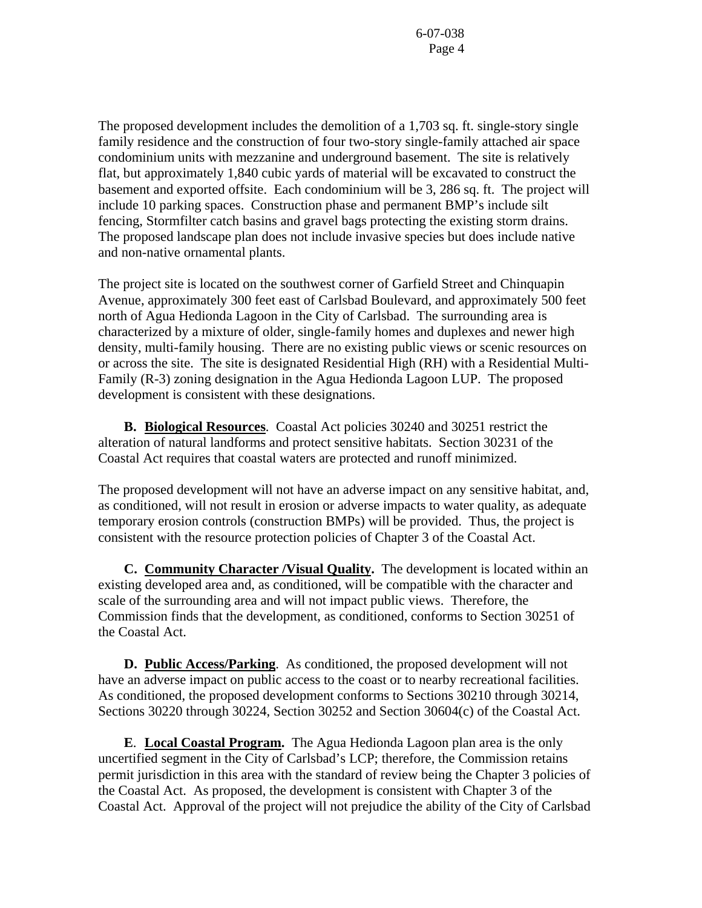The proposed development includes the demolition of a 1,703 sq. ft. single-story single family residence and the construction of four two-story single-family attached air space condominium units with mezzanine and underground basement. The site is relatively flat, but approximately 1,840 cubic yards of material will be excavated to construct the basement and exported offsite. Each condominium will be 3, 286 sq. ft. The project will include 10 parking spaces. Construction phase and permanent BMP's include silt fencing, Stormfilter catch basins and gravel bags protecting the existing storm drains. The proposed landscape plan does not include invasive species but does include native and non-native ornamental plants.

The project site is located on the southwest corner of Garfield Street and Chinquapin Avenue, approximately 300 feet east of Carlsbad Boulevard, and approximately 500 feet north of Agua Hedionda Lagoon in the City of Carlsbad. The surrounding area is characterized by a mixture of older, single-family homes and duplexes and newer high density, multi-family housing. There are no existing public views or scenic resources on or across the site. The site is designated Residential High (RH) with a Residential Multi-Family (R-3) zoning designation in the Agua Hedionda Lagoon LUP. The proposed development is consistent with these designations.

**B. <u>Biological Resources</u>**. Coastal Act policies 30240 and 30251 restrict the alteration of natural landforms and protect sensitive habitats. Section 30231 of the Coastal Act requires that coastal waters are protected and runoff minimized.

The proposed development will not have an adverse impact on any sensitive habitat, and, as conditioned, will not result in erosion or adverse impacts to water quality, as adequate temporary erosion controls (construction BMPs) will be provided. Thus, the project is consistent with the resource protection policies of Chapter 3 of the Coastal Act.

**C. <u>Community Character /Visual Quality</u>.** The development is located within an existing developed area and, as conditioned, will be compatible with the character and scale of the surrounding area and will not impact public views. Therefore, the Commission finds that the development, as conditioned, conforms to Section 30251 of the Coastal Act.

**D. <u>Public Access/Parking</u>**. As conditioned, the proposed development will not have an adverse impact on public access to the coast or to nearby recreational facilities. As conditioned, the proposed development conforms to Sections 30210 through 30214, Sections 30220 through 30224, Section 30252 and Section 30604(c) of the Coastal Act.

**E. <u>Local Coastal Program</u>.** The Agua Hedionda Lagoon plan area is the only uncertified segment in the City of Carlsbad's LCP; therefore, the Commission retains permit jurisdiction in this area with the standard of review being the Chapter 3 policies of the Coastal Act. As proposed, the development is consistent with Chapter 3 of the Coastal Act. Approval of the project will not prejudice the ability of the City of Carlsbad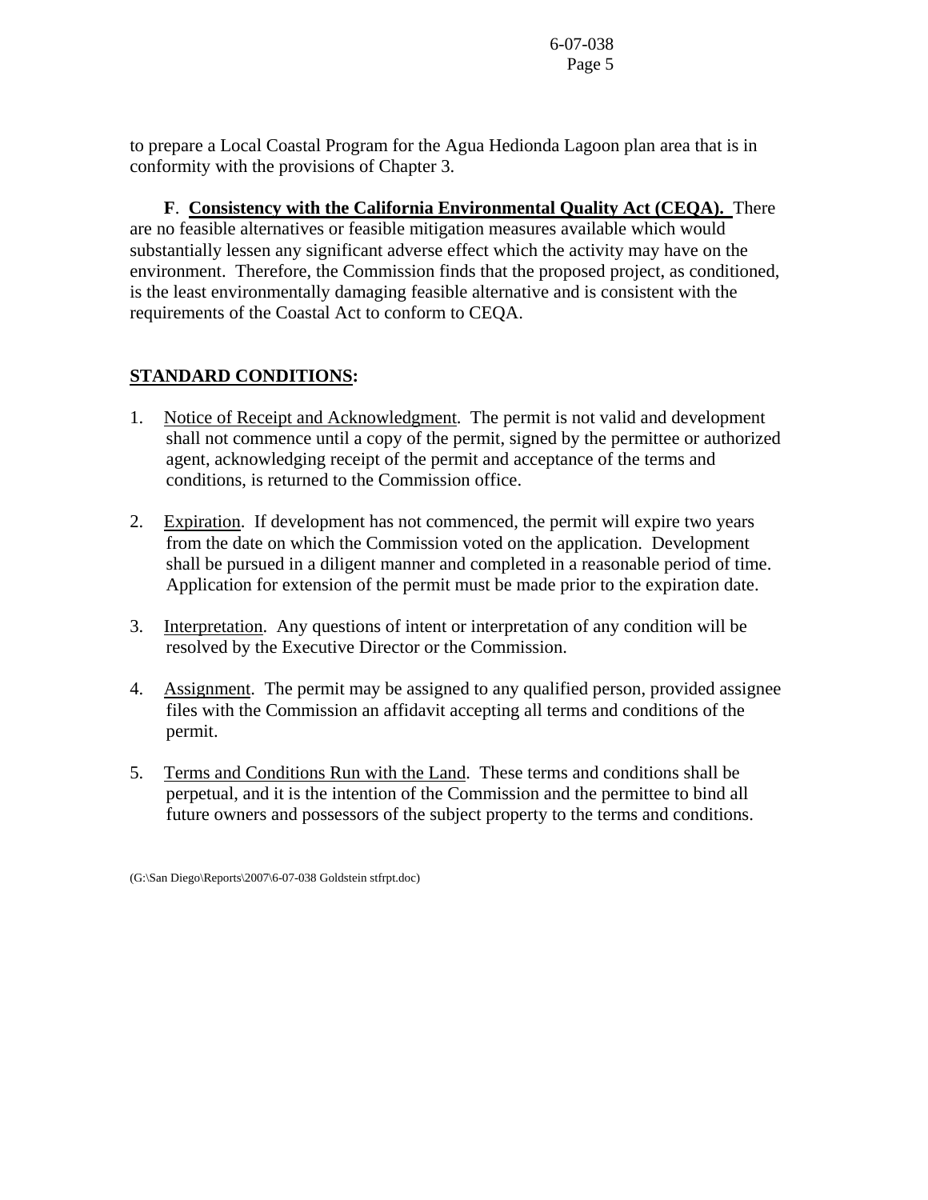to prepare a Local Coastal Program for the Agua Hedionda Lagoon plan area that is in conformity with the provisions of Chapter 3.

**F**. **Consistency with the California Environmental Quality Act (CEQA).** There are no feasible alternatives or feasible mitigation measures available which would substantially lessen any significant adverse effect which the activity may have on the environment. Therefore, the Commission finds that the proposed project, as conditioned, is the least environmentally damaging feasible alternative and is consistent with the requirements of the Coastal Act to conform to CEQA.

## STANDARD CONDITIONS:

1. Notice of Receipt and Acknowledgment. The permit is not valid and development shall not commence until a copy of the permit, signed by the permittee or authorized agent, acknowledging receipt of the permit and acceptance of the terms and conditions, is returned to the Commission office.

2. Expiration. If development has not commenced, the permit will expire two years from the date on which the Commission voted on the application. Development shall be pursued in a diligent manner and completed in a reasonable period of time. Application for extension of the permit must be made prior to the expiration date.

3. Interpretation. Any questions of intent or interpretation of any condition will be resolved by the Executive Director or the Commission.

4. Assignment. The permit may be assigned to any qualified person, provided assignee files with the Commission an affidavit accepting all terms and conditions of the permit.

5. Terms and Conditions Run with the Land. These terms and conditions shall be perpetual, and it is the intention of the Commission and the permittee to bind all future owners and possessors of the subject property to the terms and conditions.

(G:\San Diego\Reports\2007\6-07-038 Goldstein stfrpt.doc)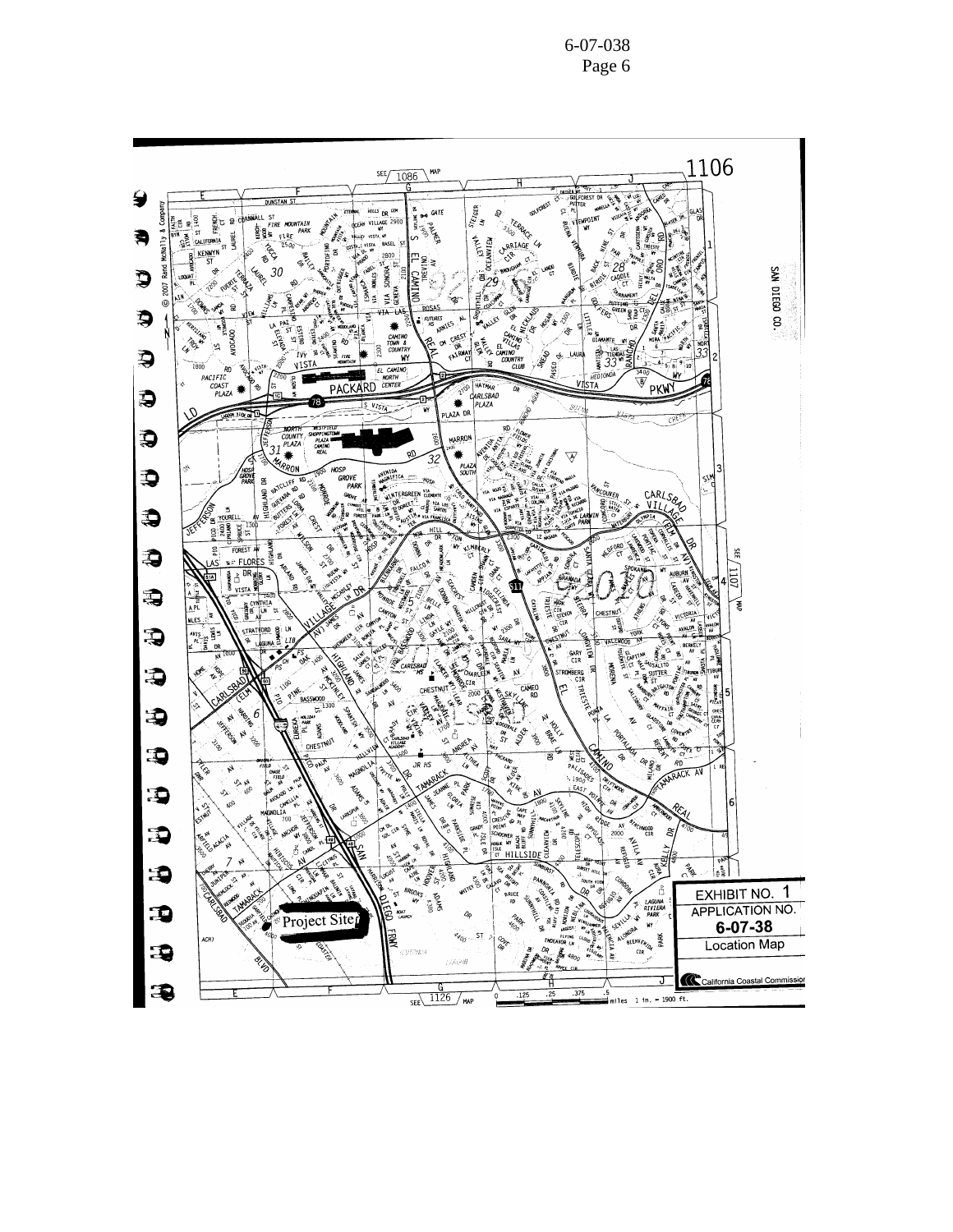EXHIBIT NO. 1

APPLICATION NO.

**6-07-38**

Location Map

California Coastal Commission

Project Site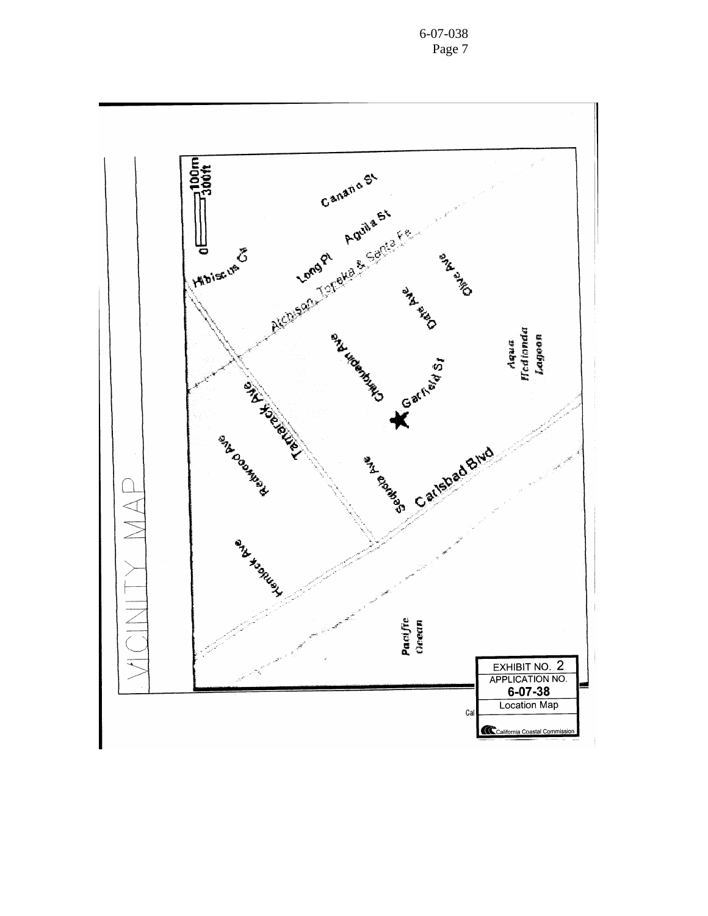VICINITY MAP

0 100m 300ft

Canana St
Aguila St
Long Pl
Hibiscus Ct
Atchison Topeka & Santa Fe
Olive Ave
Date Ave
Chinquapin Ave
Garfield St
Agua Hedionda Lagoon
Tamarack Ave
Redwood Ave
Sequoia Ave
Carlsbad Blvd
Hemlock Ave
Pacific Ocean

EXHIBIT NO. 2
APPLICATION NO.
**6-07-38**
Location Map

California Coastal Commission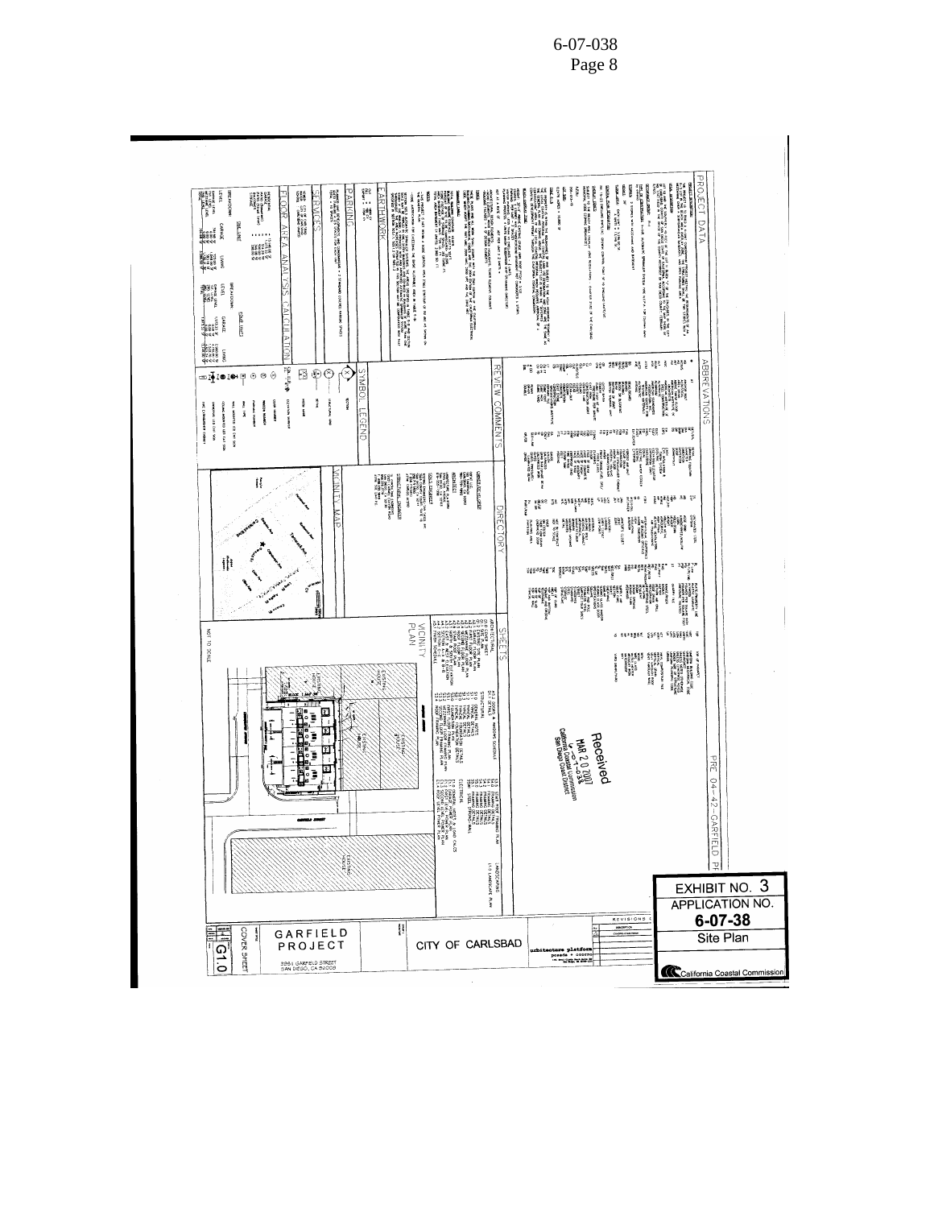EXHIBIT NO. 3

APPLICATION NO.

**6-07-38**

Site Plan

California Coastal Commission

Received

MAR 20 2007

California Coastal Commission
San Diego Coast District

PROJECT DATA

ABBREVIATIONS

REVIEW COMMENTS

DIRECTORY

SHEETS

SYMBOL LEGEND

PARKING

EARTHWORK

SERVICES

FLOOR AREA ANALYSIS CALCULATION

VICINITY MAP

VICINITY PLAN

NOT TO SCALE

PRE 04-42-GARFIELD PF

CITY OF CARLSBAD

GARFIELD PROJECT

3981 GARFIELD STREET
SAN DIEGO, CA 92008

COVER SHEET

G1.0

REVISIONS